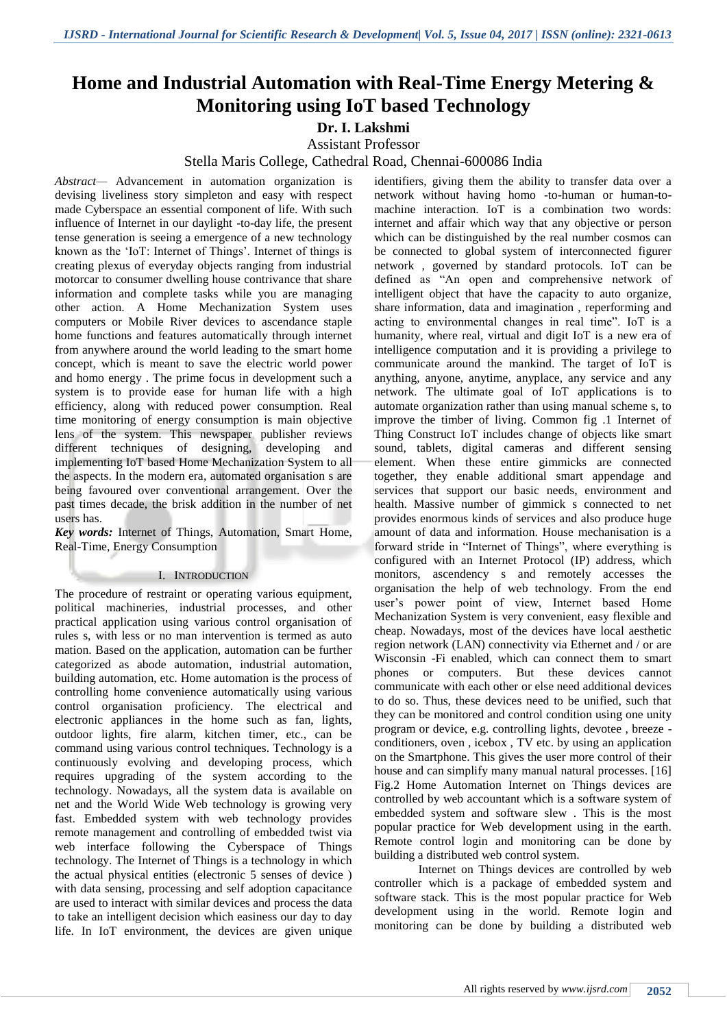# Home and Industrial Automation with Real-Time Energy Metering & Monitoring using IoT based Technology

**Dr. I. Lakshmi**

Assistant Professor

Stella Maris College, Cathedral Road, Chennai-600086 India

*Abstract*— Advancement in automation organization is devising liveliness story simpleton and easy with respect made Cyberspace an essential component of life. With such influence of Internet in our daylight -to-day life, the present tense generation is seeing a emergence of a new technology known as the 'IoT: Internet of Things'. Internet of things is creating plexus of everyday objects ranging from industrial motorcar to consumer dwelling house contrivance that share information and complete tasks while you are managing other action. A Home Mechanization System uses computers or Mobile River devices to ascendance staple home functions and features automatically through internet from anywhere around the world leading to the smart home concept, which is meant to save the electric world power and homo energy . The prime focus in development such a system is to provide ease for human life with a high efficiency, along with reduced power consumption. Real time monitoring of energy consumption is main objective lens of the system. This newspaper publisher reviews different techniques of designing, developing and implementing IoT based Home Mechanization System to all the aspects. In the modern era, automated organisation s are being favoured over conventional arrangement. Over the past times decade, the brisk addition in the number of net users has.

***Key words:*** Internet of Things, Automation, Smart Home, Real-Time, Energy Consumption

## I. Introduction

The procedure of restraint or operating various equipment, political machineries, industrial processes, and other practical application using various control organisation of rules s, with less or no man intervention is termed as auto mation. Based on the application, automation can be further categorized as abode automation, industrial automation, building automation, etc. Home automation is the process of controlling home convenience automatically using various control organisation proficiency. The electrical and electronic appliances in the home such as fan, lights, outdoor lights, fire alarm, kitchen timer, etc., can be command using various control techniques. Technology is a continuously evolving and developing process, which requires upgrading of the system according to the technology. Nowadays, all the system data is available on net and the World Wide Web technology is growing very fast. Embedded system with web technology provides remote management and controlling of embedded twist via web interface following the Cyberspace of Things technology. The Internet of Things is a technology in which the actual physical entities (electronic 5 senses of device ) with data sensing, processing and self adoption capacitance are used to interact with similar devices and process the data to take an intelligent decision which easiness our day to day life. In IoT environment, the devices are given unique identifiers, giving them the ability to transfer data over a network without having homo -to-human or human-to-machine interaction. IoT is a combination two words: internet and affair which way that any objective or person which can be distinguished by the real number cosmos can be connected to global system of interconnected figurer network , governed by standard protocols. IoT can be defined as "An open and comprehensive network of intelligent object that have the capacity to auto organize, share information, data and imagination , reperforming and acting to environmental changes in real time". IoT is a humanity, where real, virtual and digit IoT is a new era of intelligence computation and it is providing a privilege to communicate around the mankind. The target of IoT is anything, anyone, anytime, anyplace, any service and any network. The ultimate goal of IoT applications is to automate organization rather than using manual scheme s, to improve the timber of living. Common fig .1 Internet of Thing Construct IoT includes change of objects like smart sound, tablets, digital cameras and different sensing element. When these entire gimmicks are connected together, they enable additional smart appendage and services that support our basic needs, environment and health. Massive number of gimmick s connected to net provides enormous kinds of services and also produce huge amount of data and information. House mechanisation is a forward stride in "Internet of Things", where everything is configured with an Internet Protocol (IP) address, which monitors, ascendency s and remotely accesses the organisation the help of web technology. From the end user's power point of view, Internet based Home Mechanization System is very convenient, easy flexible and cheap. Nowadays, most of the devices have local aesthetic region network (LAN) connectivity via Ethernet and / or are Wisconsin -Fi enabled, which can connect them to smart phones or computers. But these devices cannot communicate with each other or else need additional devices to do so. Thus, these devices need to be unified, such that they can be monitored and control condition using one unity program or device, e.g. controlling lights, devotee , breeze -conditioners, oven , icebox , TV etc. by using an application on the Smartphone. This gives the user more control of their house and can simplify many manual natural processes. [16] Fig.2 Home Automation Internet on Things devices are controlled by web accountant which is a software system of embedded system and software slew . This is the most popular practice for Web development using in the earth. Remote control login and monitoring can be done by building a distributed web control system.

Internet on Things devices are controlled by web controller which is a package of embedded system and software stack. This is the most popular practice for Web development using in the world. Remote login and monitoring can be done by building a distributed web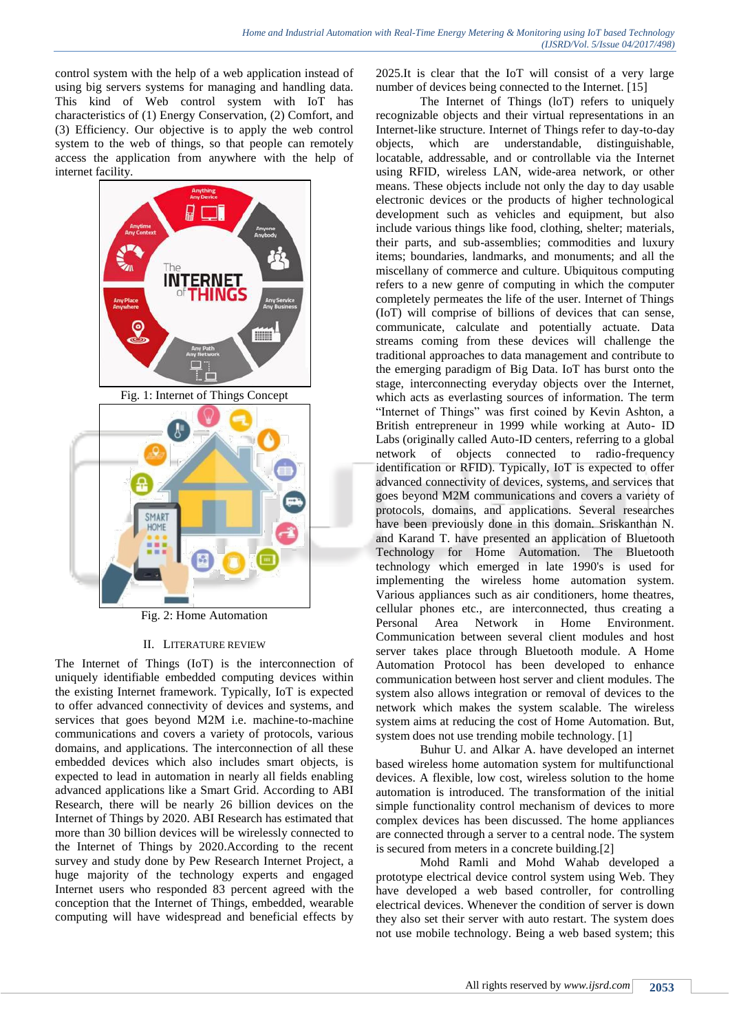control system with the help of a web application instead of using big servers systems for managing and handling data. This kind of Web control system with IoT has characteristics of (1) Energy Conservation, (2) Comfort, and (3) Efficiency. Our objective is to apply the web control system to the web of things, so that people can remotely access the application from anywhere with the help of internet facility.

Fig. 1: Internet of Things Concept

Fig. 2: Home Automation

## II. LITERATURE REVIEW

The Internet of Things (IoT) is the interconnection of uniquely identifiable embedded computing devices within the existing Internet framework. Typically, IoT is expected to offer advanced connectivity of devices and systems, and services that goes beyond M2M i.e. machine-to-machine communications and covers a variety of protocols, various domains, and applications. The interconnection of all these embedded devices which also includes smart objects, is expected to lead in automation in nearly all fields enabling advanced applications like a Smart Grid. According to ABI Research, there will be nearly 26 billion devices on the Internet of Things by 2020. ABI Research has estimated that more than 30 billion devices will be wirelessly connected to the Internet of Things by 2020.According to the recent survey and study done by Pew Research Internet Project, a huge majority of the technology experts and engaged Internet users who responded 83 percent agreed with the conception that the Internet of Things, embedded, wearable computing will have widespread and beneficial effects by 2025.It is clear that the IoT will consist of a very large number of devices being connected to the Internet. [15]

The Internet of Things (IoT) refers to uniquely recognizable objects and their virtual representations in an Internet-like structure. Internet of Things refer to day-to-day objects, which are understandable, distinguishable, locatable, addressable, and or controllable via the Internet using RFID, wireless LAN, wide-area network, or other means. These objects include not only the day to day usable electronic devices or the products of higher technological development such as vehicles and equipment, but also include various things like food, clothing, shelter; materials, their parts, and sub-assemblies; commodities and luxury items; boundaries, landmarks, and monuments; and all the miscellany of commerce and culture. Ubiquitous computing refers to a new genre of computing in which the computer completely permeates the life of the user. Internet of Things (IoT) will comprise of billions of devices that can sense, communicate, calculate and potentially actuate. Data streams coming from these devices will challenge the traditional approaches to data management and contribute to the emerging paradigm of Big Data. IoT has burst onto the stage, interconnecting everyday objects over the Internet, which acts as everlasting sources of information. The term "Internet of Things" was first coined by Kevin Ashton, a British entrepreneur in 1999 while working at Auto- ID Labs (originally called Auto-ID centers, referring to a global network of objects connected to radio-frequency identification or RFID). Typically, IoT is expected to offer advanced connectivity of devices, systems, and services that goes beyond M2M communications and covers a variety of protocols, domains, and applications. Several researches have been previously done in this domain. Sriskanthan N. and Karand T. have presented an application of Bluetooth Technology for Home Automation. The Bluetooth technology which emerged in late 1990's is used for implementing the wireless home automation system. Various appliances such as air conditioners, home theatres, cellular phones etc., are interconnected, thus creating a Personal Area Network in Home Environment. Communication between several client modules and host server takes place through Bluetooth module. A Home Automation Protocol has been developed to enhance communication between host server and client modules. The system also allows integration or removal of devices to the network which makes the system scalable. The wireless system aims at reducing the cost of Home Automation. But, system does not use trending mobile technology. [1]

Buhur U. and Alkar A. have developed an internet based wireless home automation system for multifunctional devices. A flexible, low cost, wireless solution to the home automation is introduced. The transformation of the initial simple functionality control mechanism of devices to more complex devices has been discussed. The home appliances are connected through a server to a central node. The system is secured from meters in a concrete building.[2]

Mohd Ramli and Mohd Wahab developed a prototype electrical device control system using Web. They have developed a web based controller, for controlling electrical devices. Whenever the condition of server is down they also set their server with auto restart. The system does not use mobile technology. Being a web based system; this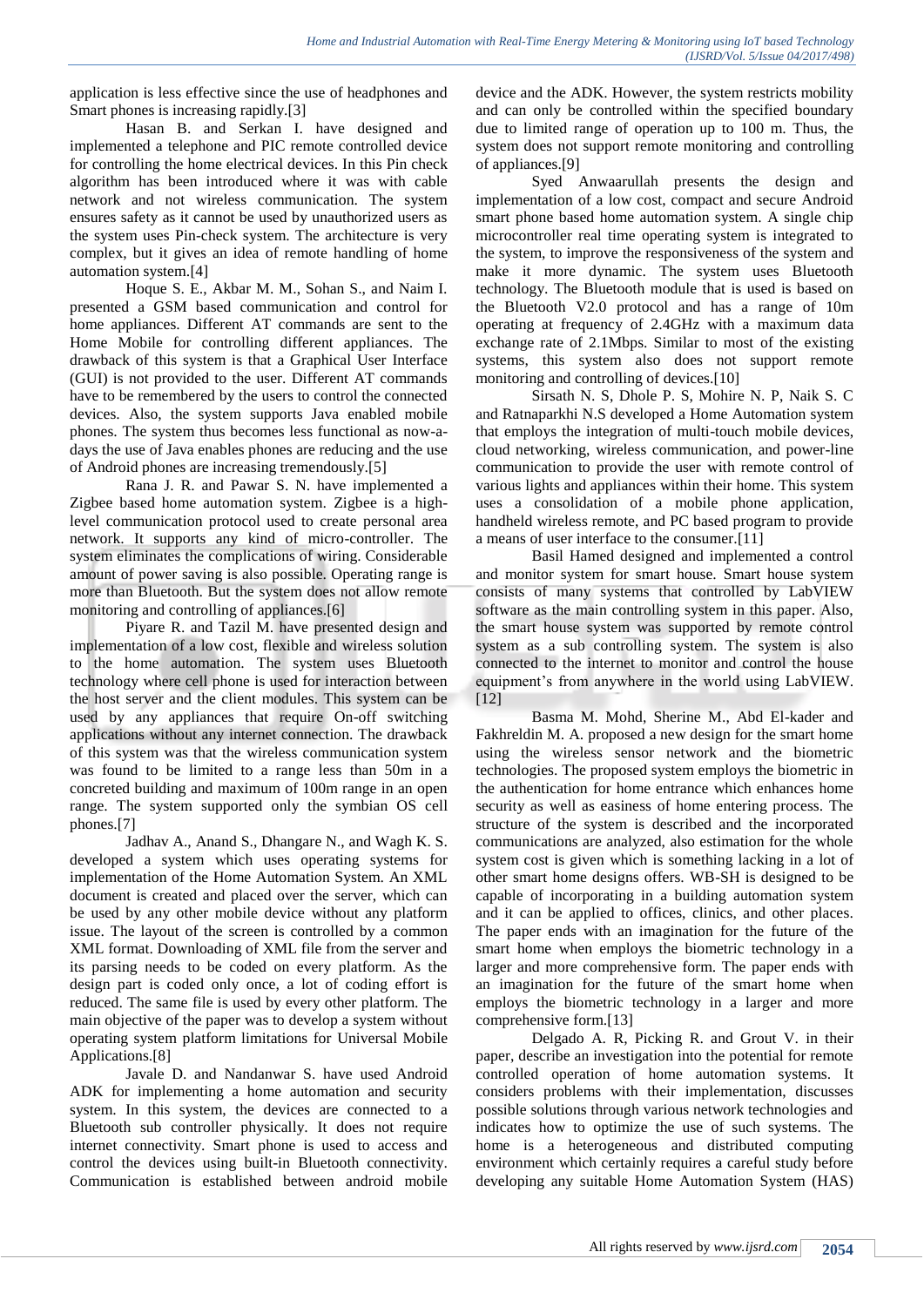application is less effective since the use of headphones and Smart phones is increasing rapidly.[3]

Hasan B. and Serkan I. have designed and implemented a telephone and PIC remote controlled device for controlling the home electrical devices. In this Pin check algorithm has been introduced where it was with cable network and not wireless communication. The system ensures safety as it cannot be used by unauthorized users as the system uses Pin-check system. The architecture is very complex, but it gives an idea of remote handling of home automation system.[4]

Hoque S. E., Akbar M. M., Sohan S., and Naim I. presented a GSM based communication and control for home appliances. Different AT commands are sent to the Home Mobile for controlling different appliances. The drawback of this system is that a Graphical User Interface (GUI) is not provided to the user. Different AT commands have to be remembered by the users to control the connected devices. Also, the system supports Java enabled mobile phones. The system thus becomes less functional as now-a-days the use of Java enables phones are reducing and the use of Android phones are increasing tremendously.[5]

Rana J. R. and Pawar S. N. have implemented a Zigbee based home automation system. Zigbee is a high-level communication protocol used to create personal area network. It supports any kind of micro-controller. The system eliminates the complications of wiring. Considerable amount of power saving is also possible. Operating range is more than Bluetooth. But the system does not allow remote monitoring and controlling of appliances.[6]

Piyare R. and Tazil M. have presented design and implementation of a low cost, flexible and wireless solution to the home automation. The system uses Bluetooth technology where cell phone is used for interaction between the host server and the client modules. This system can be used by any appliances that require On-off switching applications without any internet connection. The drawback of this system was that the wireless communication system was found to be limited to a range less than 50m in a concreted building and maximum of 100m range in an open range. The system supported only the symbian OS cell phones.[7]

Jadhav A., Anand S., Dhangare N., and Wagh K. S. developed a system which uses operating systems for implementation of the Home Automation System. An XML document is created and placed over the server, which can be used by any other mobile device without any platform issue. The layout of the screen is controlled by a common XML format. Downloading of XML file from the server and its parsing needs to be coded on every platform. As the design part is coded only once, a lot of coding effort is reduced. The same file is used by every other platform. The main objective of the paper was to develop a system without operating system platform limitations for Universal Mobile Applications.[8]

Javale D. and Nandanwar S. have used Android ADK for implementing a home automation and security system. In this system, the devices are connected to a Bluetooth sub controller physically. It does not require internet connectivity. Smart phone is used to access and control the devices using built-in Bluetooth connectivity. Communication is established between android mobile device and the ADK. However, the system restricts mobility and can only be controlled within the specified boundary due to limited range of operation up to 100 m. Thus, the system does not support remote monitoring and controlling of appliances.[9]

Syed Anwaarullah presents the design and implementation of a low cost, compact and secure Android smart phone based home automation system. A single chip microcontroller real time operating system is integrated to the system, to improve the responsiveness of the system and make it more dynamic. The system uses Bluetooth technology. The Bluetooth module that is used is based on the Bluetooth V2.0 protocol and has a range of 10m operating at frequency of 2.4GHz with a maximum data exchange rate of 2.1Mbps. Similar to most of the existing systems, this system also does not support remote monitoring and controlling of devices.[10]

Sirsath N. S, Dhole P. S, Mohire N. P, Naik S. C and Ratnaparkhi N.S developed a Home Automation system that employs the integration of multi-touch mobile devices, cloud networking, wireless communication, and power-line communication to provide the user with remote control of various lights and appliances within their home. This system uses a consolidation of a mobile phone application, handheld wireless remote, and PC based program to provide a means of user interface to the consumer.[11]

Basil Hamed designed and implemented a control and monitor system for smart house. Smart house system consists of many systems that controlled by LabVIEW software as the main controlling system in this paper. Also, the smart house system was supported by remote control system as a sub controlling system. The system is also connected to the internet to monitor and control the house equipment's from anywhere in the world using LabVIEW. [12]

Basma M. Mohd, Sherine M., Abd El-kader and Fakhreldin M. A. proposed a new design for the smart home using the wireless sensor network and the biometric technologies. The proposed system employs the biometric in the authentication for home entrance which enhances home security as well as easiness of home entering process. The structure of the system is described and the incorporated communications are analyzed, also estimation for the whole system cost is given which is something lacking in a lot of other smart home designs offers. WB-SH is designed to be capable of incorporating in a building automation system and it can be applied to offices, clinics, and other places. The paper ends with an imagination for the future of the smart home when employs the biometric technology in a larger and more comprehensive form. The paper ends with an imagination for the future of the smart home when employs the biometric technology in a larger and more comprehensive form.[13]

Delgado A. R, Picking R. and Grout V. in their paper, describe an investigation into the potential for remote controlled operation of home automation systems. It considers problems with their implementation, discusses possible solutions through various network technologies and indicates how to optimize the use of such systems. The home is a heterogeneous and distributed computing environment which certainly requires a careful study before developing any suitable Home Automation System (HAS)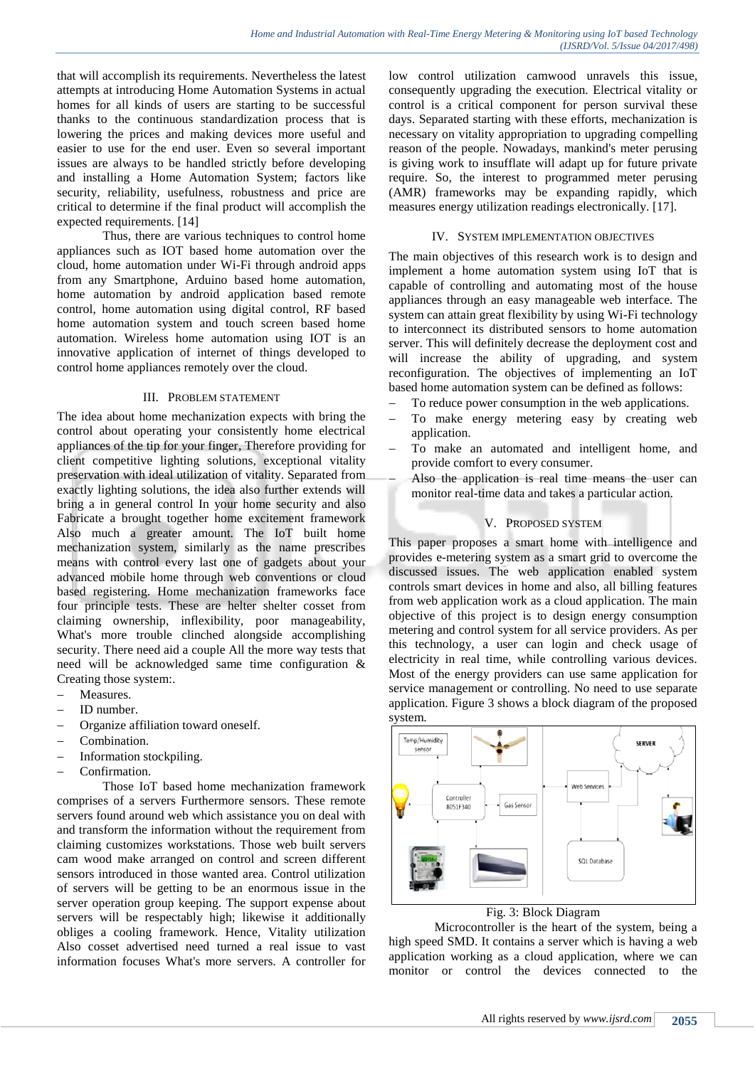that will accomplish its requirements. Nevertheless the latest attempts at introducing Home Automation Systems in actual homes for all kinds of users are starting to be successful thanks to the continuous standardization process that is lowering the prices and making devices more useful and easier to use for the end user. Even so several important issues are always to be handled strictly before developing and installing a Home Automation System; factors like security, reliability, usefulness, robustness and price are critical to determine if the final product will accomplish the expected requirements. [14]

Thus, there are various techniques to control home appliances such as IOT based home automation over the cloud, home automation under Wi-Fi through android apps from any Smartphone, Arduino based home automation, home automation by android application based remote control, home automation using digital control, RF based home automation system and touch screen based home automation. Wireless home automation using IOT is an innovative application of internet of things developed to control home appliances remotely over the cloud.

## III. PROBLEM STATEMENT

The idea about home mechanization expects with bring the control about operating your consistently home electrical appliances of the tip for your finger, Therefore providing for client competitive lighting solutions, exceptional vitality preservation with ideal utilization of vitality. Separated from exactly lighting solutions, the idea also further extends will bring a in general control In your home security and also Fabricate a brought together home excitement framework Also much a greater amount. The IoT built home mechanization system, similarly as the name prescribes means with control every last one of gadgets about your advanced mobile home through web conventions or cloud based registering. Home mechanization frameworks face four principle tests. These are helter shelter cosset from claiming ownership, inflexibility, poor manageability, What's more trouble clinched alongside accomplishing security. There need aid a couple All the more way tests that need will be acknowledged same time configuration & Creating those system:.

- Measures.
- ID number.
- Organize affiliation toward oneself.
- Combination.
- Information stockpiling.
- Confirmation.

Those IoT based home mechanization framework comprises of a servers Furthermore sensors. These remote servers found around web which assistance you on deal with and transform the information without the requirement from claiming customizes workstations. Those web built servers cam wood make arranged on control and screen different sensors introduced in those wanted area. Control utilization of servers will be getting to be an enormous issue in the server operation group keeping. The support expense about servers will be respectably high; likewise it additionally obliges a cooling framework. Hence, Vitality utilization Also cosset advertised need turned a real issue to vast information focuses What's more servers. A controller for low control utilization camwood unravels this issue, consequently upgrading the execution. Electrical vitality or control is a critical component for person survival these days. Separated starting with these efforts, mechanization is necessary on vitality appropriation to upgrading compelling reason of the people. Nowadays, mankind's meter perusing is giving work to insufflate will adapt up for future private require. So, the interest to programmed meter perusing (AMR) frameworks may be expanding rapidly, which measures energy utilization readings electronically. [17].

## IV. SYSTEM IMPLEMENTATION OBJECTIVES

The main objectives of this research work is to design and implement a home automation system using IoT that is capable of controlling and automating most of the house appliances through an easy manageable web interface. The system can attain great flexibility by using Wi-Fi technology to interconnect its distributed sensors to home automation server. This will definitely decrease the deployment cost and will increase the ability of upgrading, and system reconfiguration. The objectives of implementing an IoT based home automation system can be defined as follows:

- To reduce power consumption in the web applications.
- To make energy metering easy by creating web application.
- To make an automated and intelligent home, and provide comfort to every consumer.
- Also the application is real time means the user can monitor real-time data and takes a particular action.

## V. PROPOSED SYSTEM

This paper proposes a smart home with intelligence and provides e-metering system as a smart grid to overcome the discussed issues. The web application enabled system controls smart devices in home and also, all billing features from web application work as a cloud application. The main objective of this project is to design energy consumption metering and control system for all service providers. As per this technology, a user can login and check usage of electricity in real time, while controlling various devices. Most of the energy providers can use same application for service management or controlling. No need to use separate application. Figure 3 shows a block diagram of the proposed system.

Fig. 3: Block Diagram

Microcontroller is the heart of the system, being a high speed SMD. It contains a server which is having a web application working as a cloud application, where we can monitor or control the devices connected to the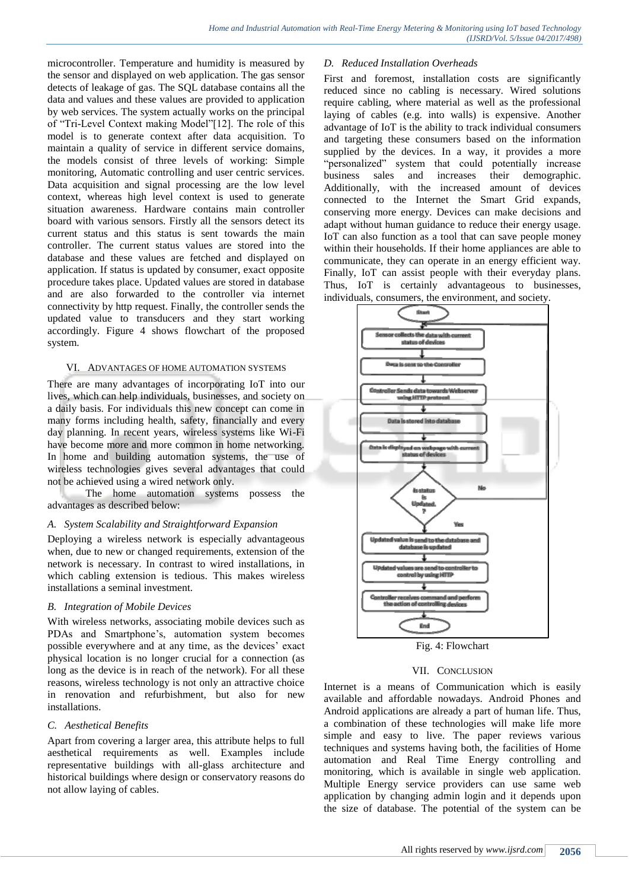microcontroller. Temperature and humidity is measured by the sensor and displayed on web application. The gas sensor detects of leakage of gas. The SQL database contains all the data and values and these values are provided to application by web services. The system actually works on the principal of "Tri-Level Context making Model"[12]. The role of this model is to generate context after data acquisition. To maintain a quality of service in different service domains, the models consist of three levels of working: Simple monitoring, Automatic controlling and user centric services. Data acquisition and signal processing are the low level context, whereas high level context is used to generate situation awareness. Hardware contains main controller board with various sensors. Firstly all the sensors detect its current status and this status is sent towards the main controller. The current status values are stored into the database and these values are fetched and displayed on application. If status is updated by consumer, exact opposite procedure takes place. Updated values are stored in database and are also forwarded to the controller via internet connectivity by http request. Finally, the controller sends the updated value to transducers and they start working accordingly. Figure 4 shows flowchart of the proposed system.

## VI. ADVANTAGES OF HOME AUTOMATION SYSTEMS

There are many advantages of incorporating IoT into our lives, which can help individuals, businesses, and society on a daily basis. For individuals this new concept can come in many forms including health, safety, financially and every day planning. In recent years, wireless systems like Wi-Fi have become more and more common in home networking. In home and building automation systems, the use of wireless technologies gives several advantages that could not be achieved using a wired network only.

The home automation systems possess the advantages as described below:

### *A. System Scalability and Straightforward Expansion*

Deploying a wireless network is especially advantageous when, due to new or changed requirements, extension of the network is necessary. In contrast to wired installations, in which cabling extension is tedious. This makes wireless installations a seminal investment.

### *B. Integration of Mobile Devices*

With wireless networks, associating mobile devices such as PDAs and Smartphone's, automation system becomes possible everywhere and at any time, as the devices' exact physical location is no longer crucial for a connection (as long as the device is in reach of the network). For all these reasons, wireless technology is not only an attractive choice in renovation and refurbishment, but also for new installations.

### *C. Aesthetical Benefits*

Apart from covering a larger area, this attribute helps to full aesthetical requirements as well. Examples include representative buildings with all-glass architecture and historical buildings where design or conservatory reasons do not allow laying of cables.

### *D. Reduced Installation Overheads*

First and foremost, installation costs are significantly reduced since no cabling is necessary. Wired solutions require cabling, where material as well as the professional laying of cables (e.g. into walls) is expensive. Another advantage of IoT is the ability to track individual consumers and targeting these consumers based on the information supplied by the devices. In a way, it provides a more "personalized" system that could potentially increase business sales and increases their demographic. Additionally, with the increased amount of devices connected to the Internet the Smart Grid expands, conserving more energy. Devices can make decisions and adapt without human guidance to reduce their energy usage. IoT can also function as a tool that can save people money within their households. If their home appliances are able to communicate, they can operate in an energy efficient way. Finally, IoT can assist people with their everyday plans. Thus, IoT is certainly advantageous to businesses, individuals, consumers, the environment, and society.

Fig. 4: Flowchart

## VII. CONCLUSION

Internet is a means of Communication which is easily available and affordable nowadays. Android Phones and Android applications are already a part of human life. Thus, a combination of these technologies will make life more simple and easy to live. The paper reviews various techniques and systems having both, the facilities of Home automation and Real Time Energy controlling and monitoring, which is available in single web application. Multiple Energy service providers can use same web application by changing admin login and it depends upon the size of database. The potential of the system can be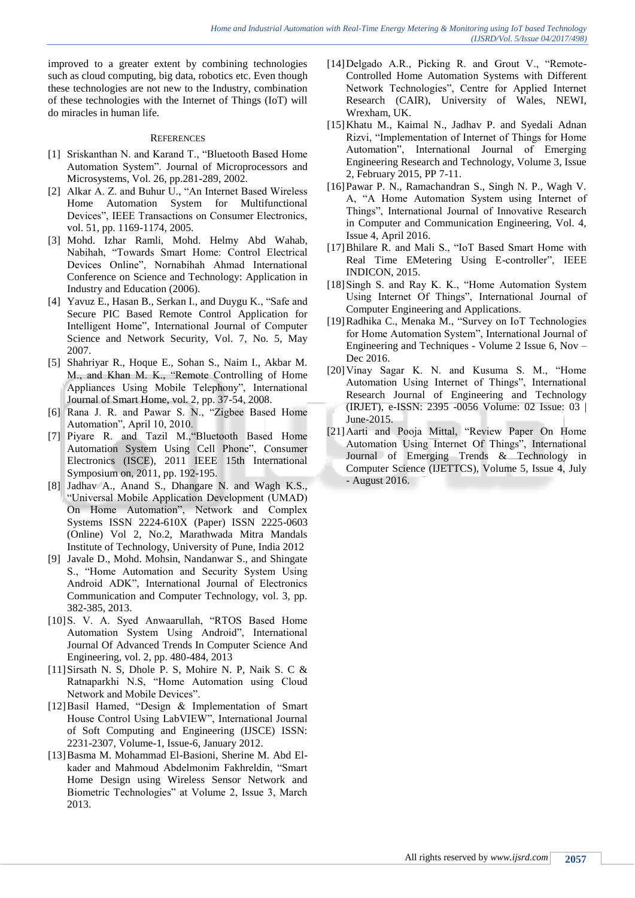improved to a greater extent by combining technologies such as cloud computing, big data, robotics etc. Even though these technologies are not new to the Industry, combination of these technologies with the Internet of Things (IoT) will do miracles in human life.

## References

[1] Sriskanthan N. and Karand T., "Bluetooth Based Home Automation System". Journal of Microprocessors and Microsystems, Vol. 26, pp.281-289, 2002.

[2] Alkar A. Z. and Buhur U., "An Internet Based Wireless Home Automation System for Multifunctional Devices", IEEE Transactions on Consumer Electronics, vol. 51, pp. 1169-1174, 2005.

[3] Mohd. Izhar Ramli, Mohd. Helmy Abd Wahab, Nabihah, "Towards Smart Home: Control Electrical Devices Online", Nornabihah Ahmad International Conference on Science and Technology: Application in Industry and Education (2006).

[4] Yavuz E., Hasan B., Serkan I., and Duygu K., "Safe and Secure PIC Based Remote Control Application for Intelligent Home", International Journal of Computer Science and Network Security, Vol. 7, No. 5, May 2007.

[5] Shahriyar R., Hoque E., Sohan S., Naim I., Akbar M. M., and Khan M. K., "Remote Controlling of Home Appliances Using Mobile Telephony", International Journal of Smart Home, vol. 2, pp. 37-54, 2008.

[6] Rana J. R. and Pawar S. N., "Zigbee Based Home Automation", April 10, 2010.

[7] Piyare R. and Tazil M.,"Bluetooth Based Home Automation System Using Cell Phone", Consumer Electronics (ISCE), 2011 IEEE 15th International Symposium on, 2011, pp. 192-195.

[8] Jadhav A., Anand S., Dhangare N. and Wagh K.S., "Universal Mobile Application Development (UMAD) On Home Automation", Network and Complex Systems ISSN 2224-610X (Paper) ISSN 2225-0603 (Online) Vol 2, No.2, Marathwada Mitra Mandals Institute of Technology, University of Pune, India 2012

[9] Javale D., Mohd. Mohsin, Nandanwar S., and Shingate S., "Home Automation and Security System Using Android ADK", International Journal of Electronics Communication and Computer Technology, vol. 3, pp. 382-385, 2013.

[10] S. V. A. Syed Anwaarullah, "RTOS Based Home Automation System Using Android", International Journal Of Advanced Trends In Computer Science And Engineering, vol. 2, pp. 480-484, 2013

[11] Sirsath N. S, Dhole P. S, Mohire N. P, Naik S. C & Ratnaparkhi N.S, "Home Automation using Cloud Network and Mobile Devices".

[12] Basil Hamed, "Design & Implementation of Smart House Control Using LabVIEW", International Journal of Soft Computing and Engineering (IJSCE) ISSN: 2231-2307, Volume-1, Issue-6, January 2012.

[13] Basma M. Mohammad El-Basioni, Sherine M. Abd El-kader and Mahmoud Abdelmonim Fakhreldin, "Smart Home Design using Wireless Sensor Network and Biometric Technologies" at Volume 2, Issue 3, March 2013.

[14] Delgado A.R., Picking R. and Grout V., "Remote-Controlled Home Automation Systems with Different Network Technologies", Centre for Applied Internet Research (CAIR), University of Wales, NEWI, Wrexham, UK.

[15] Khatu M., Kaimal N., Jadhav P. and Syedali Adnan Rizvi, "Implementation of Internet of Things for Home Automation", International Journal of Emerging Engineering Research and Technology, Volume 3, Issue 2, February 2015, PP 7-11.

[16] Pawar P. N., Ramachandran S., Singh N. P., Wagh V. A, "A Home Automation System using Internet of Things", International Journal of Innovative Research in Computer and Communication Engineering, Vol. 4, Issue 4, April 2016.

[17] Bhilare R. and Mali S., "IoT Based Smart Home with Real Time EMetering Using E-controller", IEEE INDICON, 2015.

[18] Singh S. and Ray K. K., "Home Automation System Using Internet Of Things", International Journal of Computer Engineering and Applications.

[19] Radhika C., Menaka M., "Survey on IoT Technologies for Home Automation System", International Journal of Engineering and Techniques - Volume 2 Issue 6, Nov – Dec 2016.

[20] Vinay Sagar K. N. and Kusuma S. M., "Home Automation Using Internet of Things", International Research Journal of Engineering and Technology (IRJET), e-ISSN: 2395 -0056 Volume: 02 Issue: 03 | June-2015.

[21] Aarti and Pooja Mittal, "Review Paper On Home Automation Using Internet Of Things", International Journal of Emerging Trends & Technology in Computer Science (IJETTCS), Volume 5, Issue 4, July - August 2016.